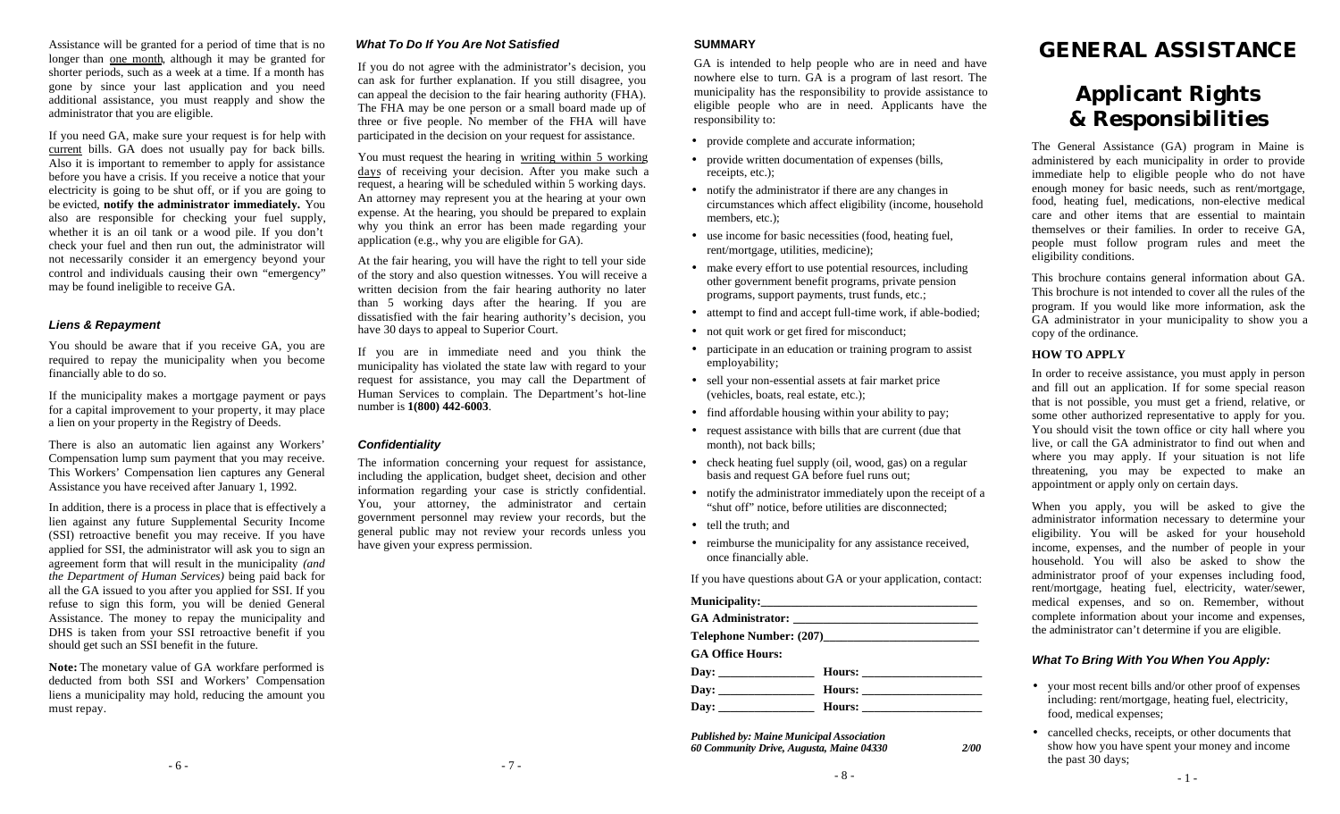Assistance will be granted for a period of time that is no longer than one month, although it may be granted for shorter periods, such as a week at a time. If a month has gone by since your last application and you need additional assistance, you must reapply and show the administrator that you are eligible.

If you need GA, make sure your request is for help with current bills. GA does not usually pay for back bills. Also it is important to remember to apply for assistance before you have a crisis. If you receive a notice that your electricity is going to be shut off, or if you are going to be evicted, **notify the administrator immediately.** You also are responsible for checking your fuel supply, whether it is an oil tank or a wood pile. If you don't check your fuel and then run out, the administrator will not necessarily consider it an emergency beyond your control and individuals causing their own "emergency" may be found ineligible to receive GA.

### *Liens & Repayment*

You should be aware that if you receive GA, you are required to repay the municipality when you become financially able to do so.

If the municipality makes a mortgage payment or pays for a capital improvement to your property, it may place a lien on your property in the Registry of Deeds.

There is also an automatic lien against any Workers' Compensation lump sum payment that you may receive. This Workers' Compensation lien captures any General Assistance you have received after January 1, 1992.

In addition, there is a process in place that is effectively a lien against any future Supplemental Security Income (SSI) retroactive benefit you may receive. If you have applied for SSI, the administrator will ask you to sign an agreement form that will result in the municipality *(and the Department of Human Services)* being paid back for all the GA issued to you after you applied for SSI. If you refuse to sign this form, you will be denied General Assistance. The money to repay the municipality and DHS is taken from your SSI retroactive benefit if you should get such an SSI benefit in the future.

**Note:** The monetary value of GA workfare performed is deducted from both SSI and Workers' Compensation liens a municipality may hold, reducing the amount you must repay.

### *What To Do If You Are Not Satisfied*

If you do not agree with the administrator's decision, you can ask for further explanation. If you still disagree, you can appeal the decision to the fair hearing authority (FHA). The FHA may be one person or a small board made up of three or five people. No member of the FHA will have participated in the decision on your request for assistance.

You must request the hearing in writing within 5 working days of receiving your decision. After you make such a request, a hearing will be scheduled within 5 working days. An attorney may represent you at the hearing at your own expense. At the hearing, you should be prepared to explain why you think an error has been made regarding your application (e.g., why you are eligible for GA).

At the fair hearing, you will have the right to tell your side of the story and also question witnesses. You will receive a written decision from the fair hearing authority no later than 5 working days after the hearing. If you are dissatisfied with the fair hearing authority's decision, you have 30 days to appeal to Superior Court.

If you are in immediate need and you think the municipality has violated the state law with regard to your request for assistance, you may call the Department of Human Services to complain. The Department's hot-line number is **1(800) 442-6003**.

### *Confidentiality*

The information concerning your request for assistance, including the application, budget sheet, decision and other information regarding your case is strictly confidential. You, your attorney, the administrator and certain government personnel may review your records, but the general public may not review your records unless you have given your express permission.

### SUMMARY

GA is intended to help people who are in need and have nowhere else to turn. GA is a program of last resort. The municipality has the responsibility to provide assistance to eligible people who are in need. Applicants have the responsibility to:

- provide complete and accurate information;
- provide written documentation of expenses (bills, receipts, etc.);
- notify the administrator if there are any changes in circumstances which affect eligibility (income, household members, etc.);
- use income for basic necessities (food, heating fuel, rent/mortgage, utilities, medicine);
- make every effort to use potential resources, including other government benefit programs, private pension programs, support payments, trust funds, etc.;
- attempt to find and accept full-time work, if able-bodied;
- not quit work or get fired for misconduct;
- participate in an education or training program to assist employability;
- sell your non-essential assets at fair market price (vehicles, boats, real estate, etc.);
- find affordable housing within your ability to pay;
- request assistance with bills that are current (due that month), not back bills;
- check heating fuel supply (oil, wood, gas) on a regular basis and request GA before fuel runs out;
- notify the administrator immediately upon the receipt of a "shut off" notice, before utilities are disconnected;
- tell the truth; and
- reimburse the municipality for any assistance received, once financially able.

If you have questions about GA or your application, contact:

**Municipality:**_________________________________

**GA Administrator:** _____________________________

**Telephone Number: (207)**________________________

**GA Office Hours:**

**Day:** _______________ **Hours:** ___________________

**Day:** _______________ **Hours:** ___________________

**Day:** _______________ **Hours:** ___________________

***Published by: Maine Municipal Association***
***60 Community Drive, Augusta, Maine 04330*** ***2/00***

# GENERAL ASSISTANCE

## Applicant Rights & Responsibilities

The General Assistance (GA) program in Maine is administered by each municipality in order to provide immediate help to eligible people who do not have enough money for basic needs, such as rent/mortgage, food, heating fuel, medications, non-elective medical care and other items that are essential to maintain themselves or their families. In order to receive GA, people must follow program rules and meet the eligibility conditions.

This brochure contains general information about GA. This brochure is not intended to cover all the rules of the program. If you would like more information, ask the GA administrator in your municipality to show you a copy of the ordinance.

### HOW TO APPLY

In order to receive assistance, you must apply in person and fill out an application. If for some special reason that is not possible, you must get a friend, relative, or some other authorized representative to apply for you. You should visit the town office or city hall where you live, or call the GA administrator to find out when and where you may apply. If your situation is not life threatening, you may be expected to make an appointment or apply only on certain days.

When you apply, you will be asked to give the administrator information necessary to determine your eligibility. You will be asked for your household income, expenses, and the number of people in your household. You will also be asked to show the administrator proof of your expenses including food, rent/mortgage, heating fuel, electricity, water/sewer, medical expenses, and so on. Remember, without complete information about your income and expenses, the administrator can't determine if you are eligible.

### *What To Bring With You When You Apply:*

- your most recent bills and/or other proof of expenses including: rent/mortgage, heating fuel, electricity, food, medical expenses;
- cancelled checks, receipts, or other documents that show how you have spent your money and income the past 30 days;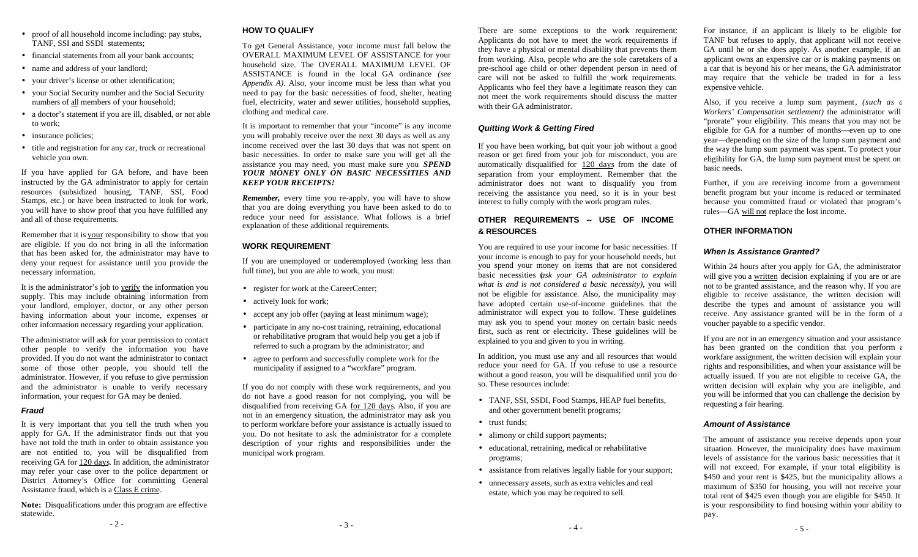- proof of all household income including: pay stubs, TANF, SSI and SSDI statements;
- financial statements from all your bank accounts;
- name and address of your landlord;
- your driver's license or other identification;
- your Social Security number and the Social Security numbers of all members of your household;
- a doctor's statement if you are ill, disabled, or not able to work;
- insurance policies;
- title and registration for any car, truck or recreational vehicle you own.

If you have applied for GA before, and have been instructed by the GA administrator to apply for certain resources (subsidized housing, TANF, SSI, Food Stamps, etc.) or have been instructed to look for work, you will have to show proof that you have fulfilled any and all of those requirements.

Remember that it is your responsibility to show that you are eligible. If you do not bring in all the information that has been asked for, the administrator may have to deny your request for assistance until you provide the necessary information.

It is the administrator's job to verify the information you supply. This may include obtaining information from your landlord, employer, doctor, or any other person having information about your income, expenses or other information necessary regarding your application.

The administrator will ask for your permission to contact other people to verify the information you have provided. If you do not want the administrator to contact some of those other people, you should tell the administrator. However, if you refuse to give permission and the administrator is unable to verify necessary information, your request for GA may be denied.

### *Fraud*

It is very important that you tell the truth when you apply for GA. If the administrator finds out that you have not told the truth in order to obtain assistance you are not entitled to, you will be disqualified from receiving GA for 120 days. In addition, the administrator may refer your case over to the police department or District Attorney's Office for committing General Assistance fraud, which is a Class E crime.

**Note:** Disqualifications under this program are effective statewide.

## HOW TO QUALIFY

To get General Assistance, your income must fall below the OVERALL MAXIMUM LEVEL OF ASSISTANCE for your household size. The OVERALL MAXIMUM LEVEL OF ASSISTANCE is found in the local GA ordinance *(see Appendix A)*. Also, your income must be less than what you need to pay for the basic necessities of food, shelter, heating fuel, electricity, water and sewer utilities, household supplies, clothing and medical care.

It is important to remember that your "income" is any income you will probably receive over the next 30 days as well as any income received over the last 30 days that was not spent on basic necessities. In order to make sure you will get all the assistance you may need, you must make sure you ***SPEND YOUR MONEY ONLY ON BASIC NECESSITIES AND KEEP YOUR RECEIPTS!***

***Remember,*** every time you re-apply, you will have to show that you are doing everything you have been asked to do to reduce your need for assistance. What follows is a brief explanation of these additional requirements.

## WORK REQUIREMENT

If you are unemployed or underemployed (working less than full time), but you are able to work, you must:

- register for work at the CareerCenter;
- actively look for work;
- accept any job offer (paying at least minimum wage);
- participate in any no-cost training, retraining, educational or rehabilitative program that would help you get a job if referred to such a program by the administrator; and
- agree to perform and successfully complete work for the municipality if assigned to a "workfare" program.

If you do not comply with these work requirements, and you do not have a good reason for not complying, you will be disqualified from receiving GA for 120 days. Also, if you are not in an emergency situation, the administrator may ask you to perform workfare before your assistance is actually issued to you. Do not hesitate to ask the administrator for a complete description of your rights and responsibilities under the municipal work program.

There are some exceptions to the work requirement: Applicants do not have to meet the work requirements if they have a physical or mental disability that prevents them from working. Also, people who are the sole caretakers of a pre-school age child or other dependent person in need of care will not be asked to fulfill the work requirements. Applicants who feel they have a legitimate reason they can not meet the work requirements should discuss the matter with their GA administrator.

### *Quitting Work & Getting Fired*

If you have been working, but quit your job without a good reason or get fired from your job for misconduct, you are automatically disqualified for 120 days from the date of separation from your employment. Remember that the administrator does not want to disqualify you from receiving the assistance you need, so it is in your best interest to fully comply with the work program rules.

## OTHER REQUIREMENTS -- USE OF INCOME & RESOURCES

You are required to use your income for basic necessities. If your income is enough to pay for your household needs, but you spend your money on items that are not considered basic necessities (*ask your GA administrator to explain what is and is not considered a basic necessity)*, you will not be eligible for assistance. Also, the municipality may have adopted certain use-of-income guidelines that the administrator will expect you to follow. These guidelines may ask you to spend your money on certain basic needs first, such as rent or electricity. These guidelines will be explained to you and given to you in writing.

In addition, you must use any and all resources that would reduce your need for GA. If you refuse to use a resource without a good reason, you will be disqualified until you do so. These resources include:

- TANF, SSI, SSDI, Food Stamps, HEAP fuel benefits, and other government benefit programs;
- trust funds;
- alimony or child support payments;
- educational, retraining, medical or rehabilitative programs;
- assistance from relatives legally liable for your support;
- unnecessary assets, such as extra vehicles and real estate, which you may be required to sell.

For instance, if an applicant is likely to be eligible for TANF but refuses to apply, that applicant will not receive GA until he or she does apply. As another example, if an applicant owns an expensive car or is making payments on a car that is beyond his or her means, the GA administrator may require that the vehicle be traded in for a less expensive vehicle.

Also, if you receive a lump sum payment, *(such as a Workers' Compensation settlement)* the administrator will "prorate" your eligibility. This means that you may not be eligible for GA for a number of months—even up to one year—depending on the size of the lump sum payment and the way the lump sum payment was spent. To protect your eligibility for GA, the lump sum payment must be spent on basic needs.

Further, if you are receiving income from a government benefit program but your income is reduced or terminated because you committed fraud or violated that program's rules—GA will not replace the lost income.

## OTHER INFORMATION

### *When Is Assistance Granted?*

Within 24 hours after you apply for GA, the administrator will give you a written decision explaining if you are or are not to be granted assistance, and the reason why. If you are eligible to receive assistance, the written decision will describe the types and amount of assistance you will receive. Any assistance granted will be in the form of a voucher payable to a specific vendor.

If you are not in an emergency situation and your assistance has been granted on the condition that you perform a workfare assignment, the written decision will explain your rights and responsibilities, and when your assistance will be actually issued. If you are not eligible to receive GA, the written decision will explain why you are ineligible, and you will be informed that you can challenge the decision by requesting a fair hearing.

### *Amount of Assistance*

The amount of assistance you receive depends upon your situation. However, the municipality does have maximum levels of assistance for the various basic necessities that it will not exceed. For example, if your total eligibility is $450 and your rent is $425, but the municipality allows a maximum of $350 for housing, you will not receive your total rent of $425 even though you are eligible for $450. It is your responsibility to find housing within your ability to pay.